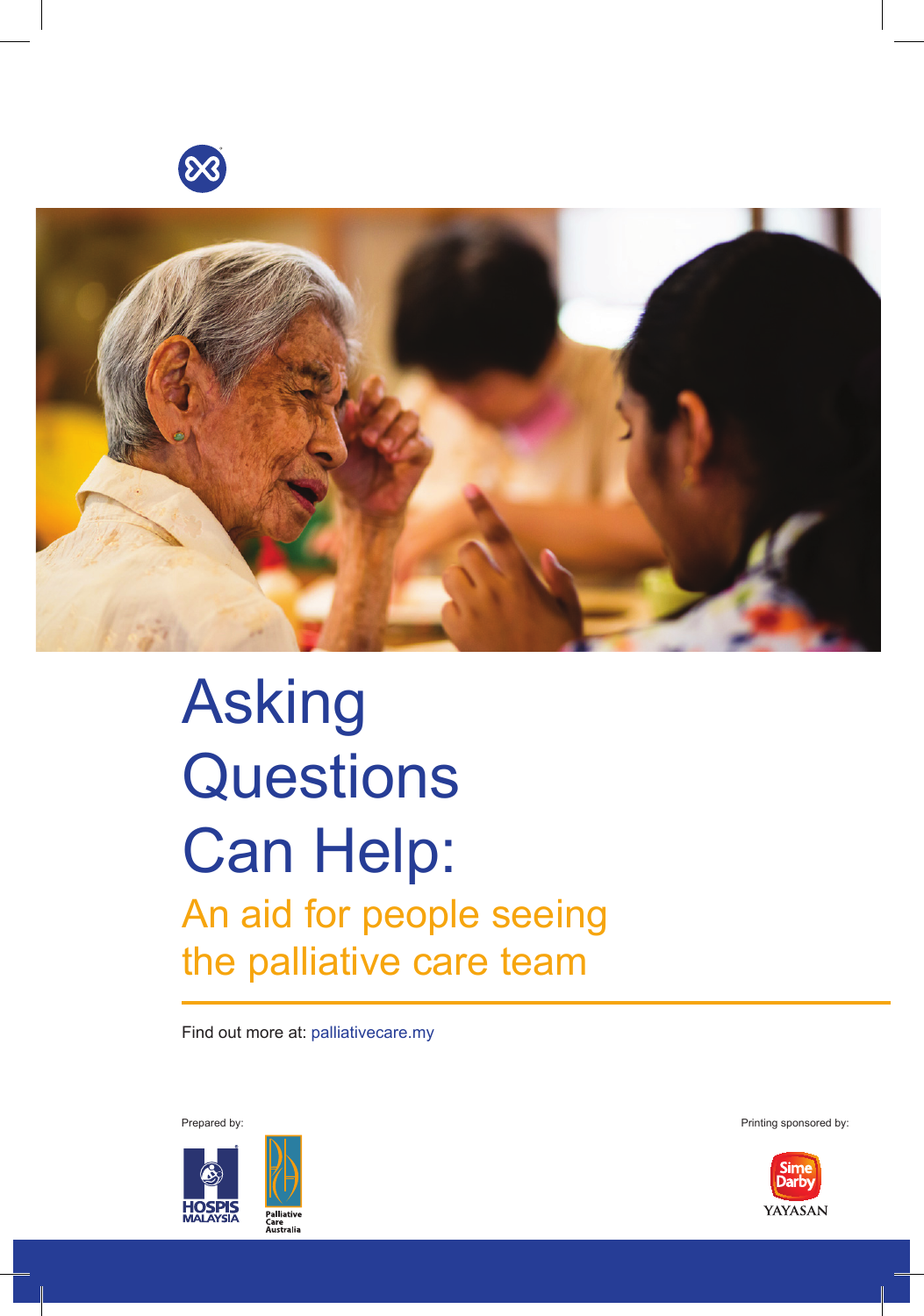# Asking Questions Can Help:

## An aid for people seeing the palliative care team

Find out more at: palliativecare.my

Prepared by:

HOSPIS MALAYSIA

Palliative Care Australia

Printing sponsored by:

Sime Darby YAYASAN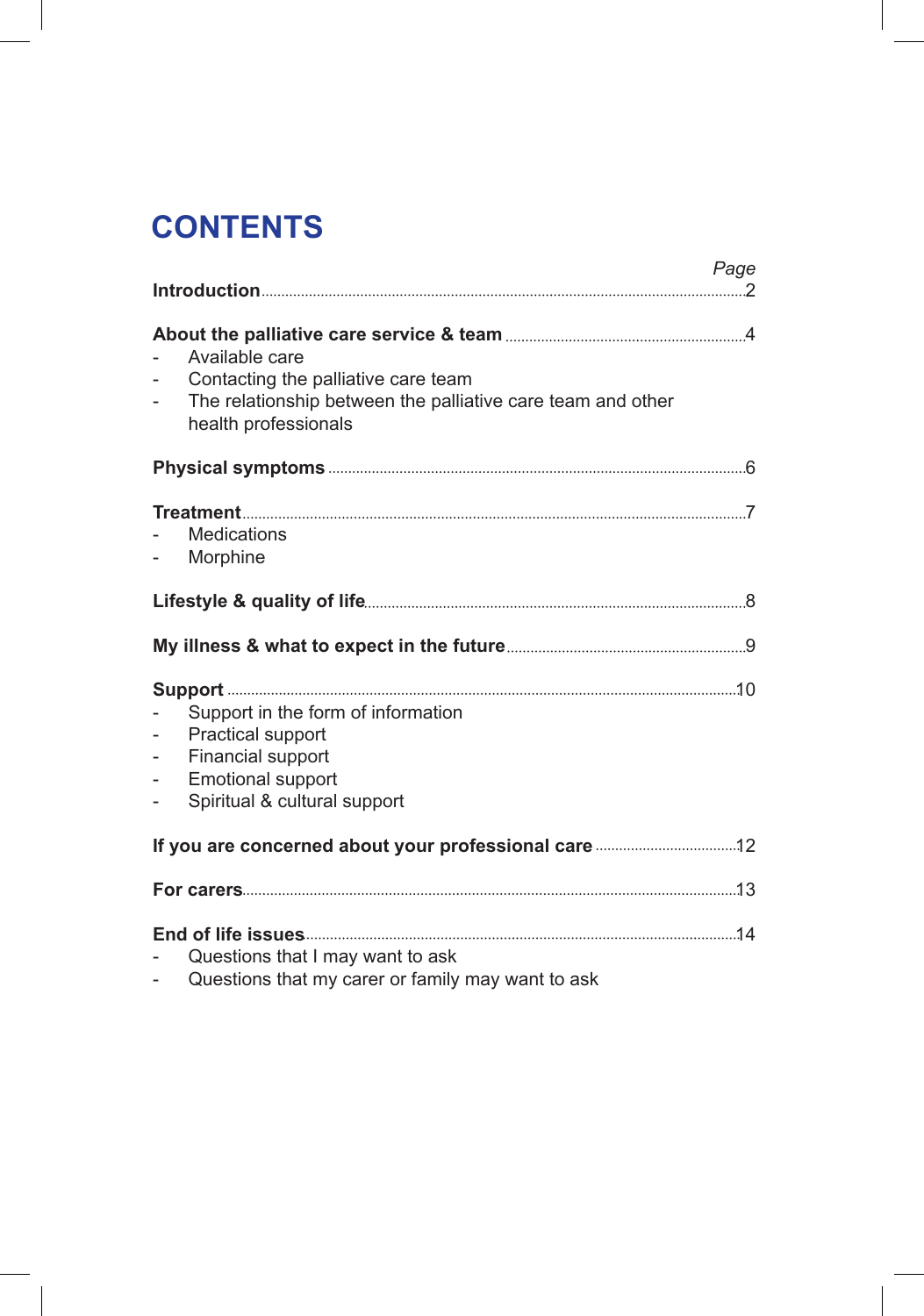# CONTENTS

| | *Page* |
|---|---|
| **Introduction** | 2 |
| **About the palliative care service & team** | 4 |
| - Available care | |
| - Contacting the palliative care team | |
| - The relationship between the palliative care team and other health professionals | |
| **Physical symptoms** | 6 |
| **Treatment** | 7 |
| - Medications | |
| - Morphine | |
| **Lifestyle & quality of life** | 8 |
| **My illness & what to expect in the future** | 9 |
| **Support** | 10 |
| - Support in the form of information | |
| - Practical support | |
| - Financial support | |
| - Emotional support | |
| - Spiritual & cultural support | |
| **If you are concerned about your professional care** | 12 |
| **For carers** | 13 |
| **End of life issues** | 14 |
| - Questions that I may want to ask | |
| - Questions that my carer or family may want to ask | |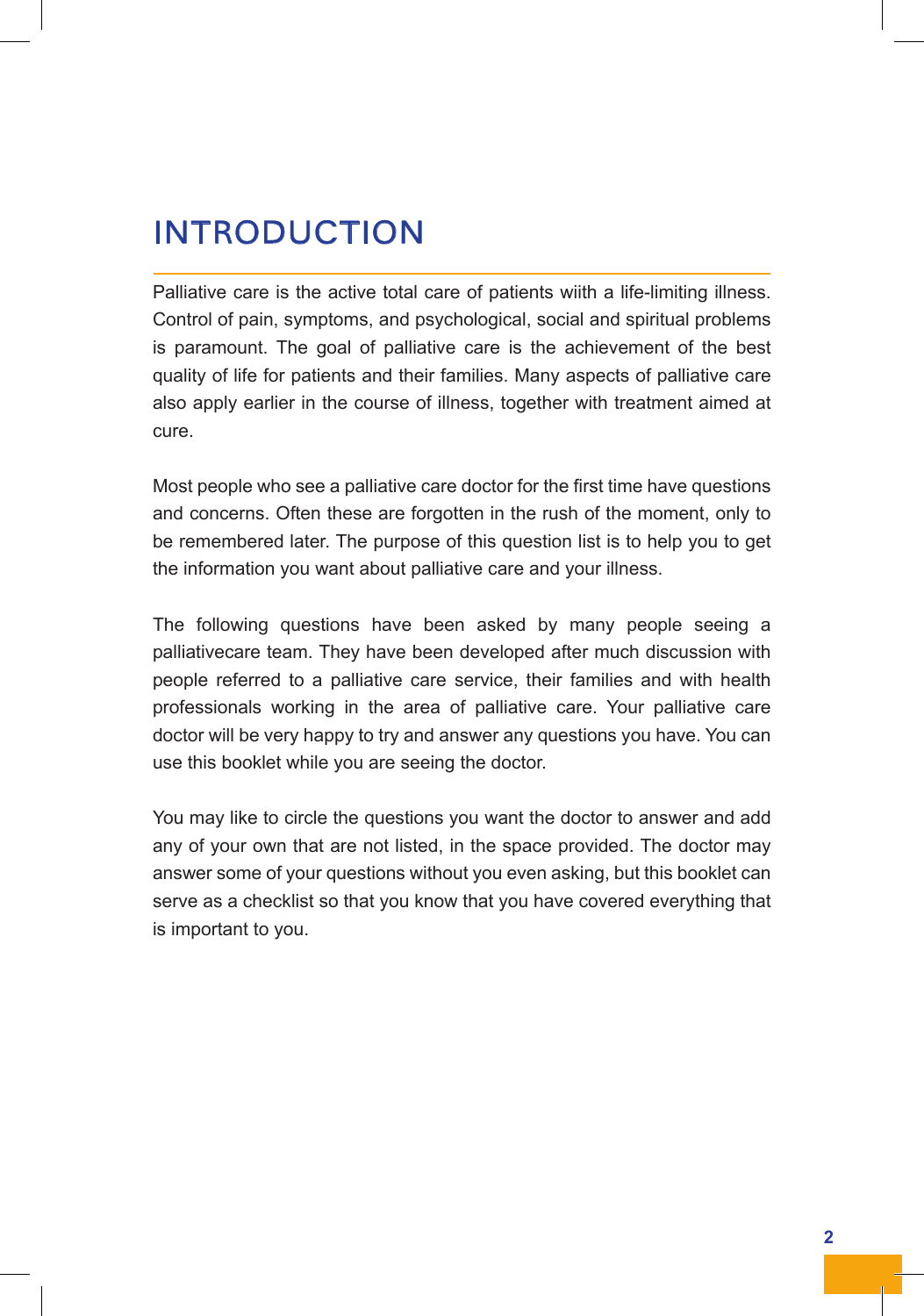# INTRODUCTION

Palliative care is the active total care of patients wiith a life-limiting illness. Control of pain, symptoms, and psychological, social and spiritual problems is paramount. The goal of palliative care is the achievement of the best quality of life for patients and their families. Many aspects of palliative care also apply earlier in the course of illness, together with treatment aimed at cure.

Most people who see a palliative care doctor for the first time have questions and concerns. Often these are forgotten in the rush of the moment, only to be remembered later. The purpose of this question list is to help you to get the information you want about palliative care and your illness.

The following questions have been asked by many people seeing a palliativecare team. They have been developed after much discussion with people referred to a palliative care service, their families and with health professionals working in the area of palliative care. Your palliative care doctor will be very happy to try and answer any questions you have. You can use this booklet while you are seeing the doctor.

You may like to circle the questions you want the doctor to answer and add any of your own that are not listed, in the space provided. The doctor may answer some of your questions without you even asking, but this booklet can serve as a checklist so that you know that you have covered everything that is important to you.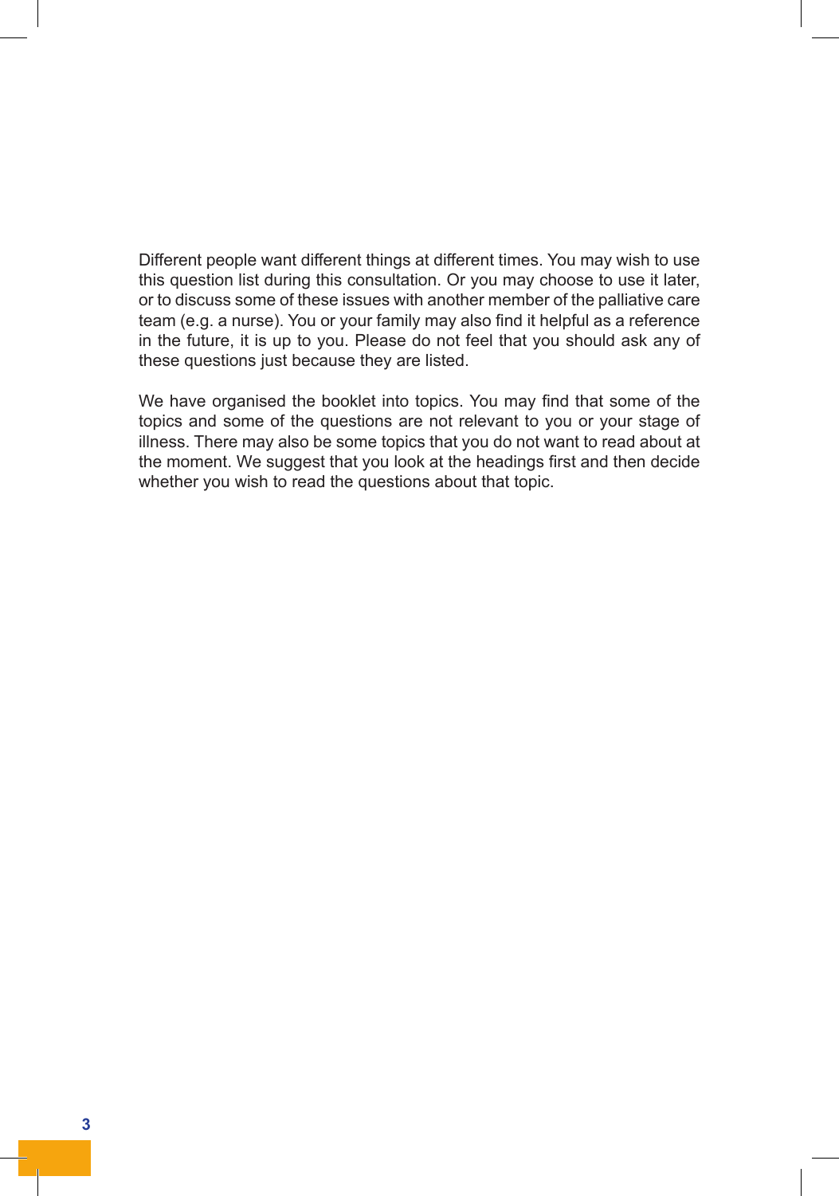Different people want different things at different times. You may wish to use this question list during this consultation. Or you may choose to use it later, or to discuss some of these issues with another member of the palliative care team (e.g. a nurse). You or your family may also find it helpful as a reference in the future, it is up to you. Please do not feel that you should ask any of these questions just because they are listed.

We have organised the booklet into topics. You may find that some of the topics and some of the questions are not relevant to you or your stage of illness. There may also be some topics that you do not want to read about at the moment. We suggest that you look at the headings first and then decide whether you wish to read the questions about that topic.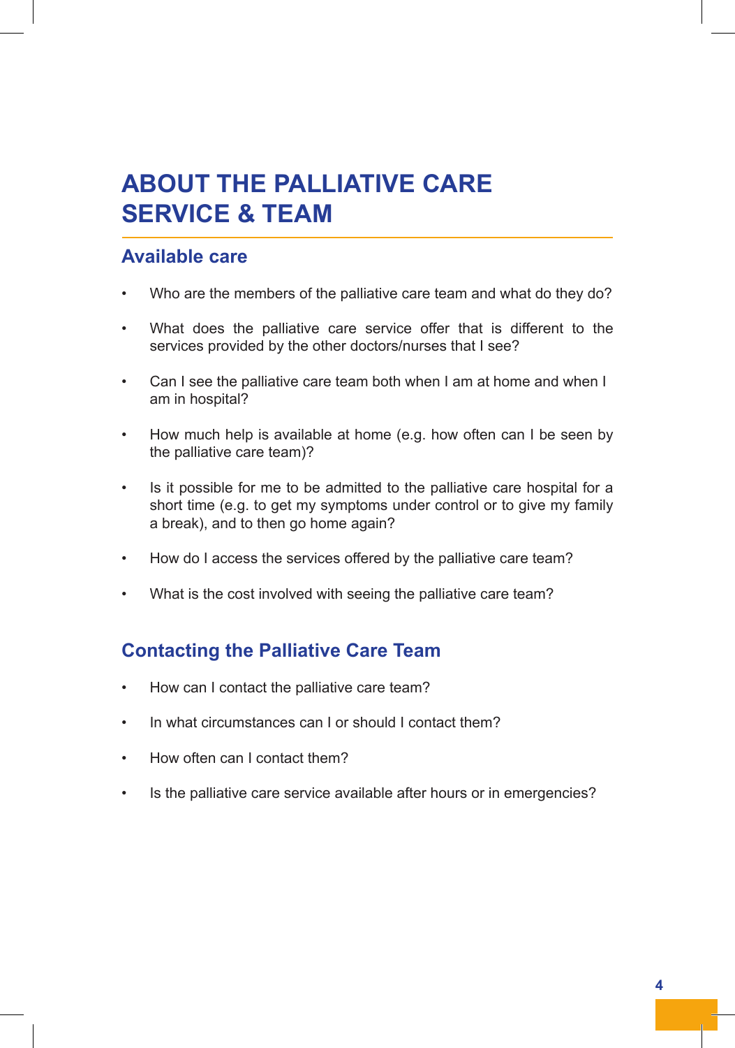# ABOUT THE PALLIATIVE CARE SERVICE & TEAM

## Available care

- Who are the members of the palliative care team and what do they do?
- What does the palliative care service offer that is different to the services provided by the other doctors/nurses that I see?
- Can I see the palliative care team both when I am at home and when I am in hospital?
- How much help is available at home (e.g. how often can I be seen by the palliative care team)?
- Is it possible for me to be admitted to the palliative care hospital for a short time (e.g. to get my symptoms under control or to give my family a break), and to then go home again?
- How do I access the services offered by the palliative care team?
- What is the cost involved with seeing the palliative care team?

## Contacting the Palliative Care Team

- How can I contact the palliative care team?
- In what circumstances can I or should I contact them?
- How often can I contact them?
- Is the palliative care service available after hours or in emergencies?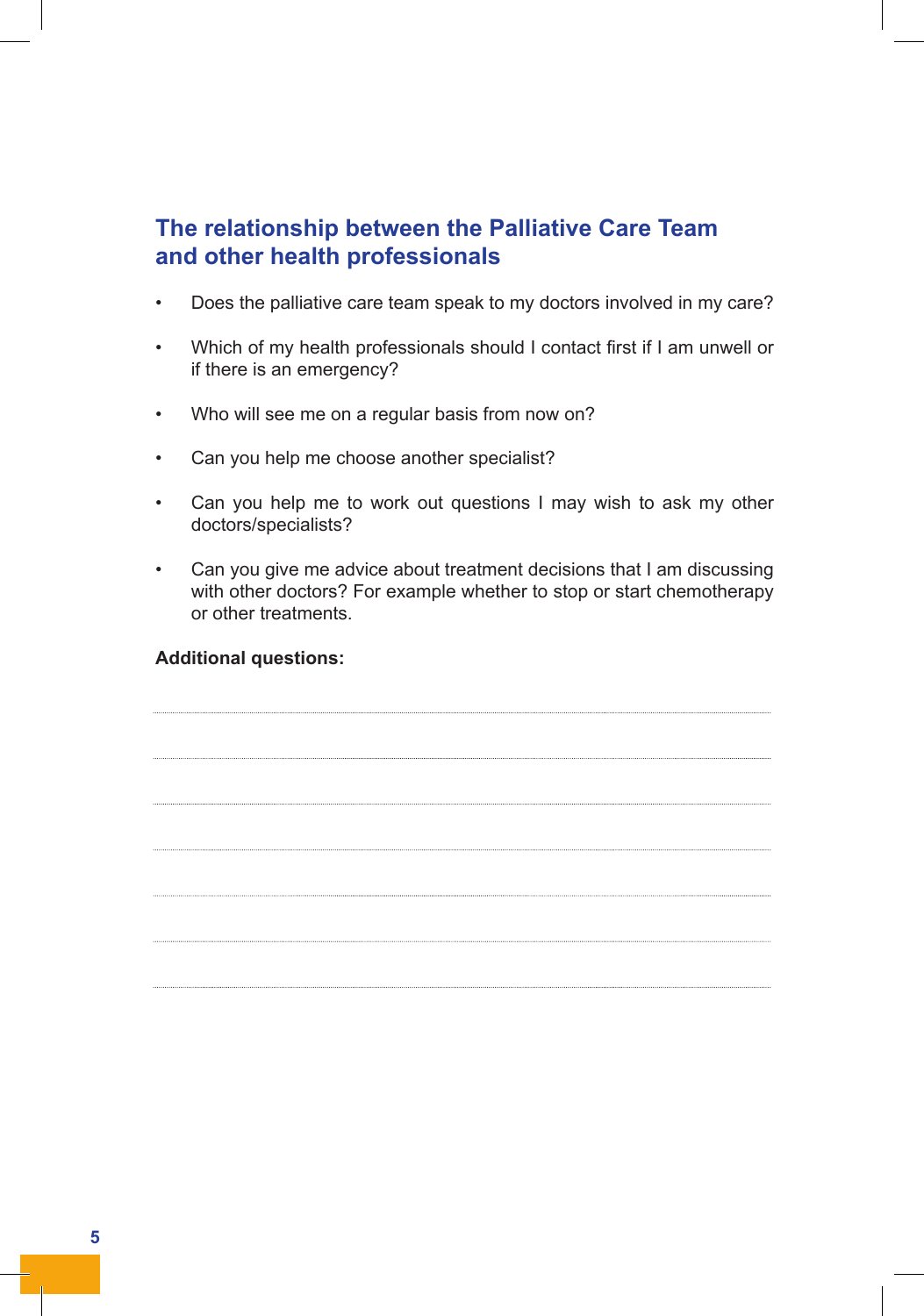## The relationship between the Palliative Care Team and other health professionals

- Does the palliative care team speak to my doctors involved in my care?
- Which of my health professionals should I contact first if I am unwell or if there is an emergency?
- Who will see me on a regular basis from now on?
- Can you help me choose another specialist?
- Can you help me to work out questions I may wish to ask my other doctors/specialists?
- Can you give me advice about treatment decisions that I am discussing with other doctors? For example whether to stop or start chemotherapy or other treatments.

**Additional questions:**

..................................................................................................................................

..................................................................................................................................

..................................................................................................................................

..................................................................................................................................

..................................................................................................................................

..................................................................................................................................

..................................................................................................................................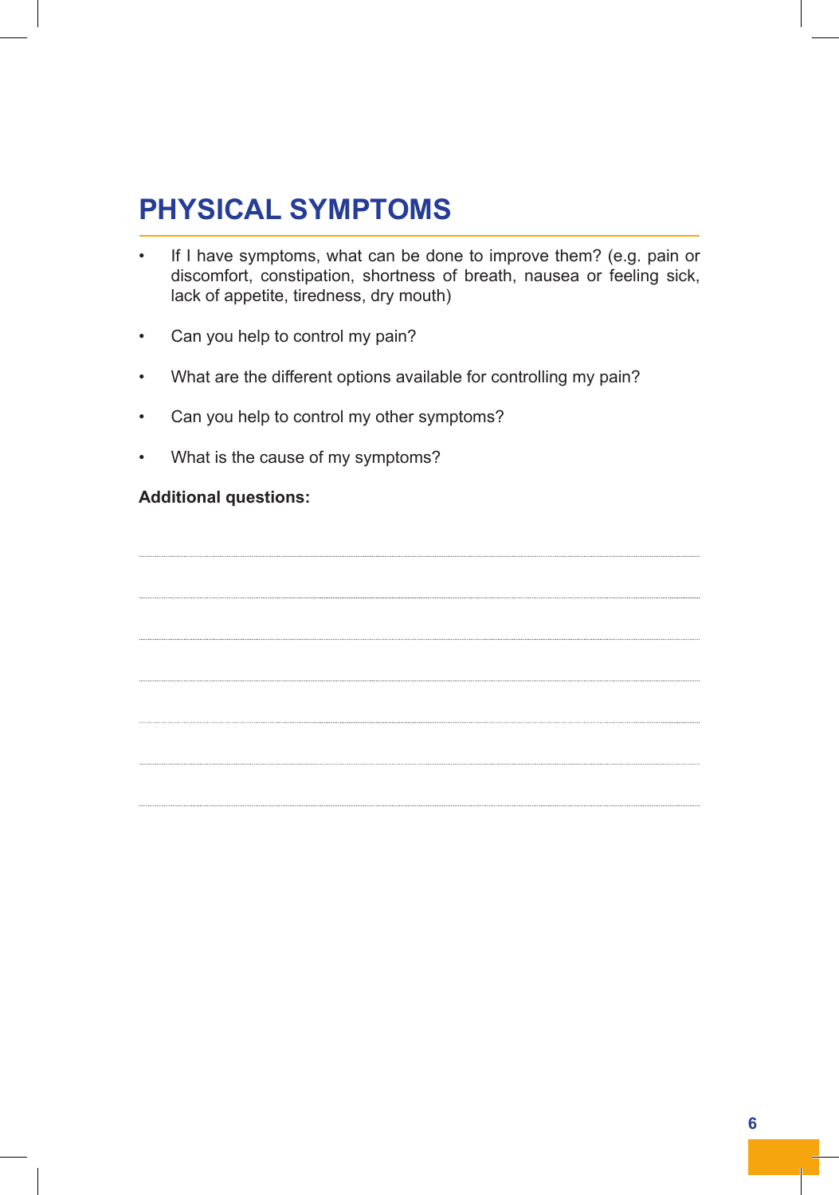# PHYSICAL SYMPTOMS

- If I have symptoms, what can be done to improve them? (e.g. pain or discomfort, constipation, shortness of breath, nausea or feeling sick, lack of appetite, tiredness, dry mouth)
- Can you help to control my pain?
- What are the different options available for controlling my pain?
- Can you help to control my other symptoms?
- What is the cause of my symptoms?

**Additional questions:**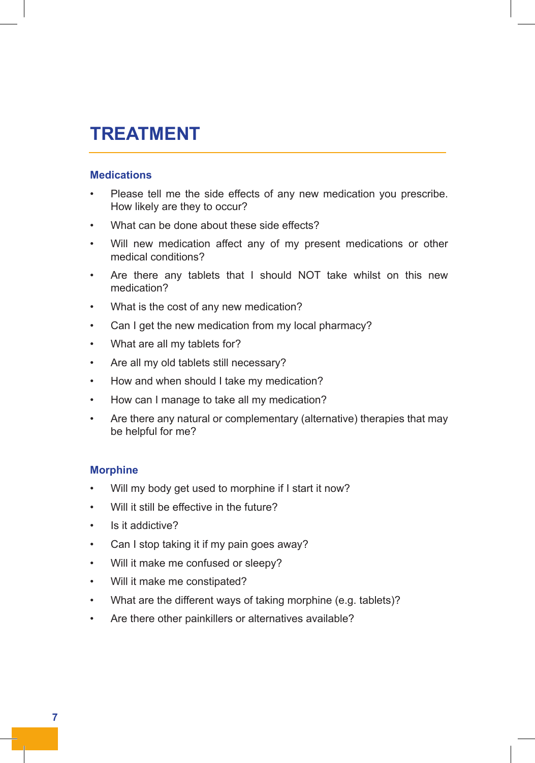# TREATMENT

## Medications

- Please tell me the side effects of any new medication you prescribe. How likely are they to occur?
- What can be done about these side effects?
- Will new medication affect any of my present medications or other medical conditions?
- Are there any tablets that I should NOT take whilst on this new medication?
- What is the cost of any new medication?
- Can I get the new medication from my local pharmacy?
- What are all my tablets for?
- Are all my old tablets still necessary?
- How and when should I take my medication?
- How can I manage to take all my medication?
- Are there any natural or complementary (alternative) therapies that may be helpful for me?

## Morphine

- Will my body get used to morphine if I start it now?
- Will it still be effective in the future?
- Is it addictive?
- Can I stop taking it if my pain goes away?
- Will it make me confused or sleepy?
- Will it make me constipated?
- What are the different ways of taking morphine (e.g. tablets)?
- Are there other painkillers or alternatives available?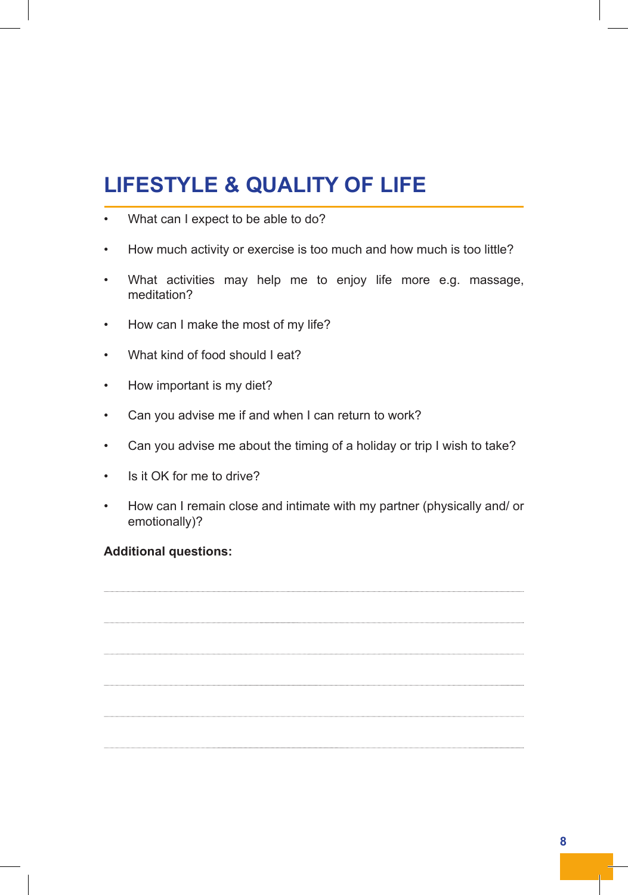# LIFESTYLE & QUALITY OF LIFE

- What can I expect to be able to do?
- How much activity or exercise is too much and how much is too little?
- What activities may help me to enjoy life more e.g. massage, meditation?
- How can I make the most of my life?
- What kind of food should I eat?
- How important is my diet?
- Can you advise me if and when I can return to work?
- Can you advise me about the timing of a holiday or trip I wish to take?
- Is it OK for me to drive?
- How can I remain close and intimate with my partner (physically and/ or emotionally)?

**Additional questions:**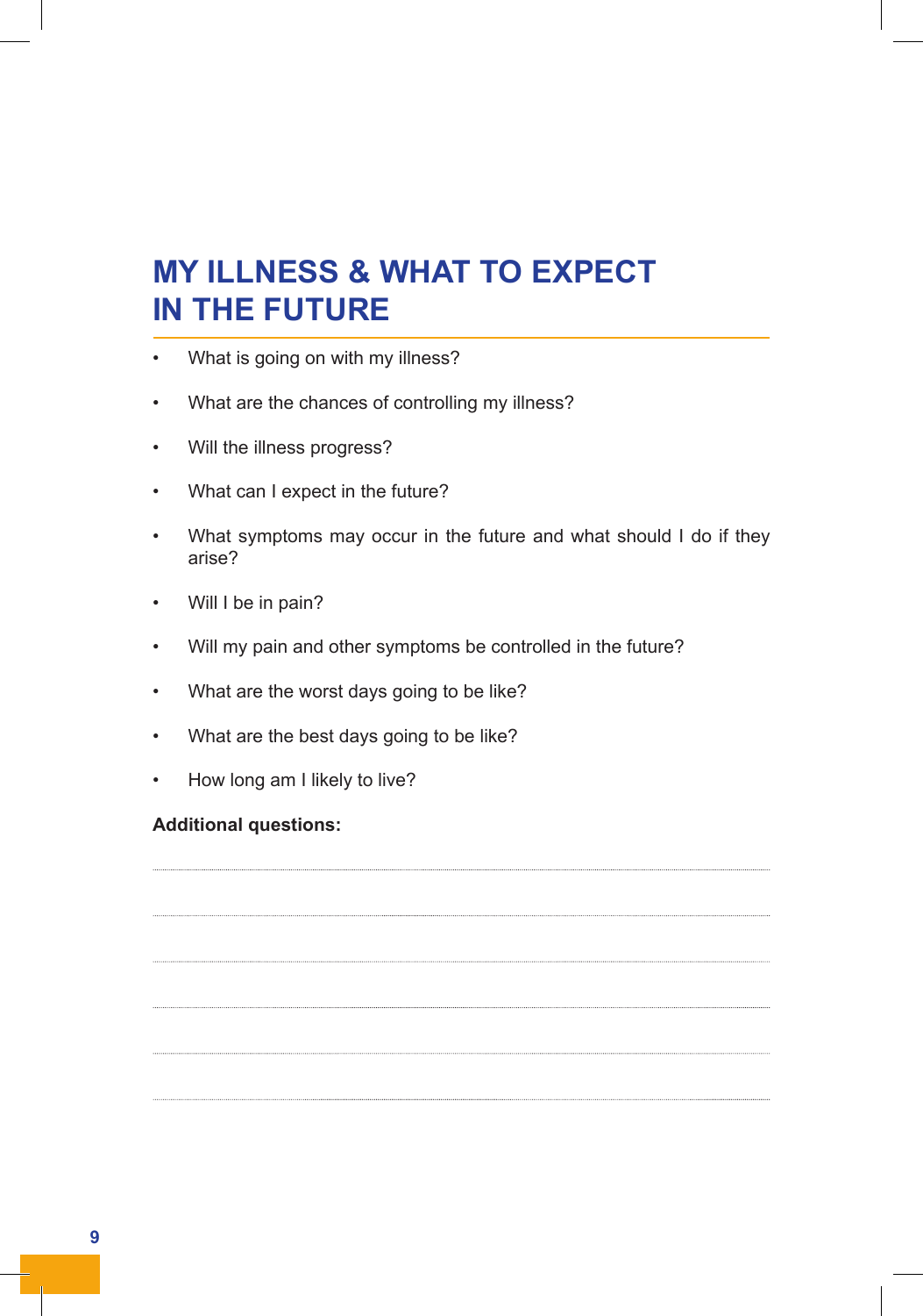# MY ILLNESS & WHAT TO EXPECT IN THE FUTURE

- What is going on with my illness?
- What are the chances of controlling my illness?
- Will the illness progress?
- What can I expect in the future?
- What symptoms may occur in the future and what should I do if they arise?
- Will I be in pain?
- Will my pain and other symptoms be controlled in the future?
- What are the worst days going to be like?
- What are the best days going to be like?
- How long am I likely to live?

**Additional questions:**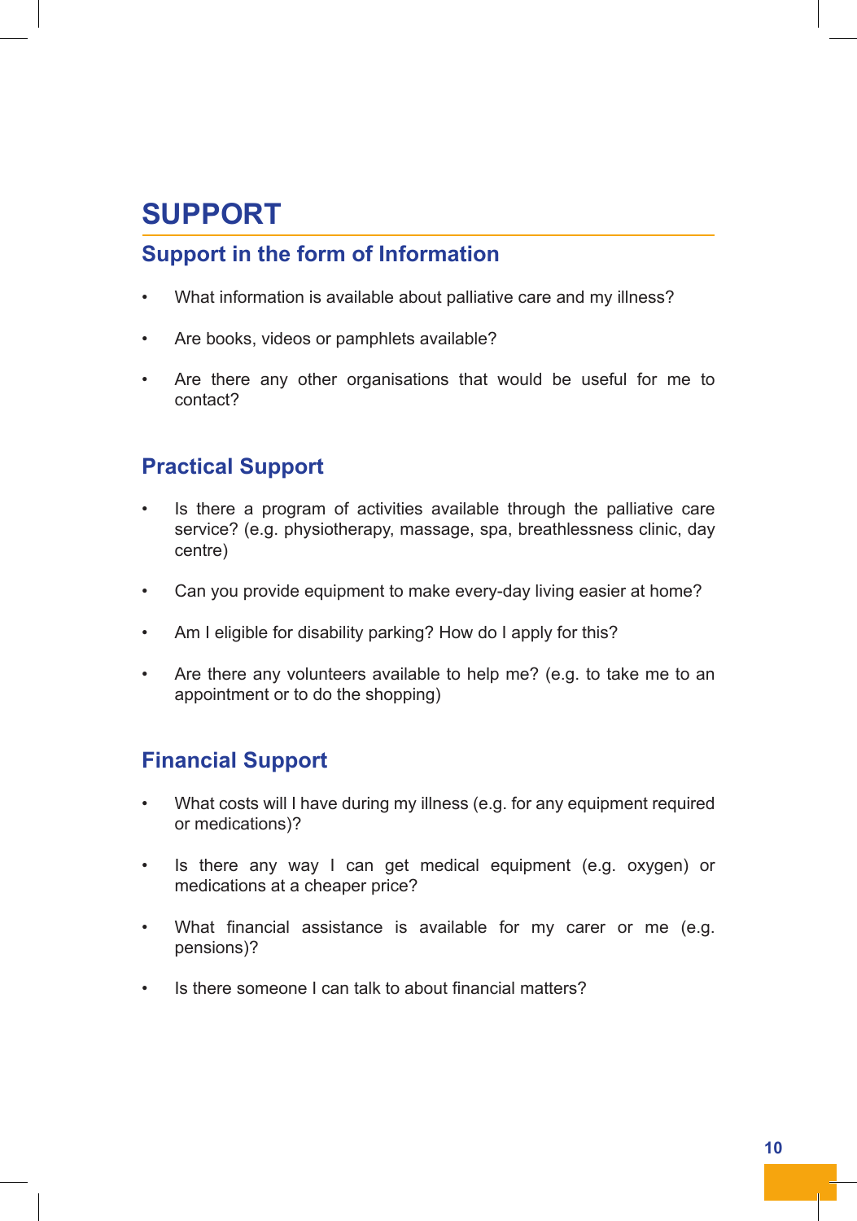# SUPPORT

## Support in the form of Information

- What information is available about palliative care and my illness?
- Are books, videos or pamphlets available?
- Are there any other organisations that would be useful for me to contact?

## Practical Support

- Is there a program of activities available through the palliative care service? (e.g. physiotherapy, massage, spa, breathlessness clinic, day centre)
- Can you provide equipment to make every-day living easier at home?
- Am I eligible for disability parking? How do I apply for this?
- Are there any volunteers available to help me? (e.g. to take me to an appointment or to do the shopping)

## Financial Support

- What costs will I have during my illness (e.g. for any equipment required or medications)?
- Is there any way I can get medical equipment (e.g. oxygen) or medications at a cheaper price?
- What financial assistance is available for my carer or me (e.g. pensions)?
- Is there someone I can talk to about financial matters?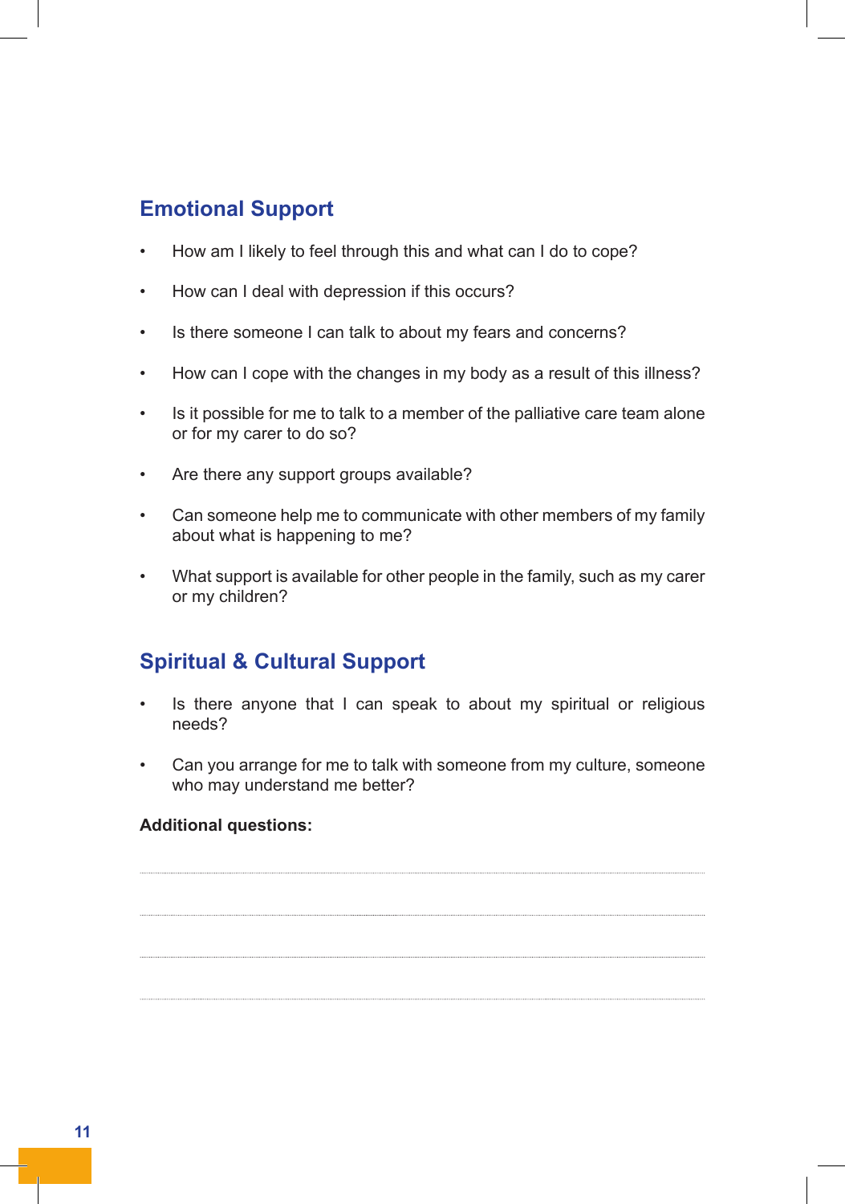## Emotional Support

- How am I likely to feel through this and what can I do to cope?
- How can I deal with depression if this occurs?
- Is there someone I can talk to about my fears and concerns?
- How can I cope with the changes in my body as a result of this illness?
- Is it possible for me to talk to a member of the palliative care team alone or for my carer to do so?
- Are there any support groups available?
- Can someone help me to communicate with other members of my family about what is happening to me?
- What support is available for other people in the family, such as my carer or my children?

## Spiritual & Cultural Support

- Is there anyone that I can speak to about my spiritual or religious needs?
- Can you arrange for me to talk with someone from my culture, someone who may understand me better?

**Additional questions:**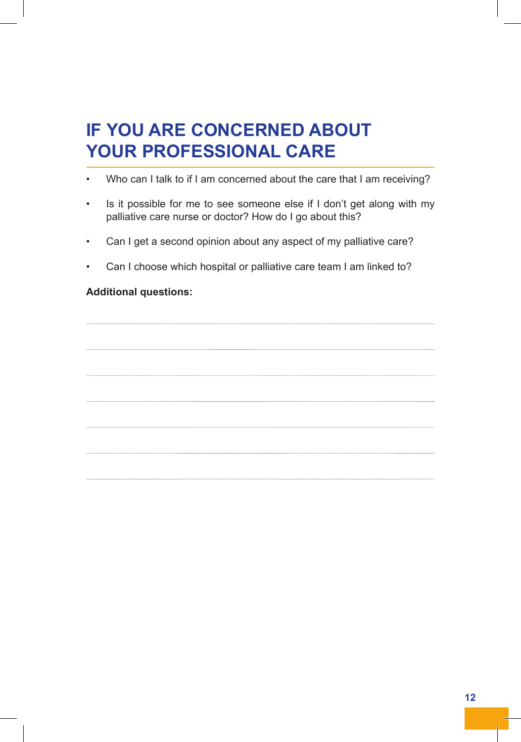# IF YOU ARE CONCERNED ABOUT YOUR PROFESSIONAL CARE

- Who can I talk to if I am concerned about the care that I am receiving?
- Is it possible for me to see someone else if I don't get along with my palliative care nurse or doctor? How do I go about this?
- Can I get a second opinion about any aspect of my palliative care?
- Can I choose which hospital or palliative care team I am linked to?

**Additional questions:**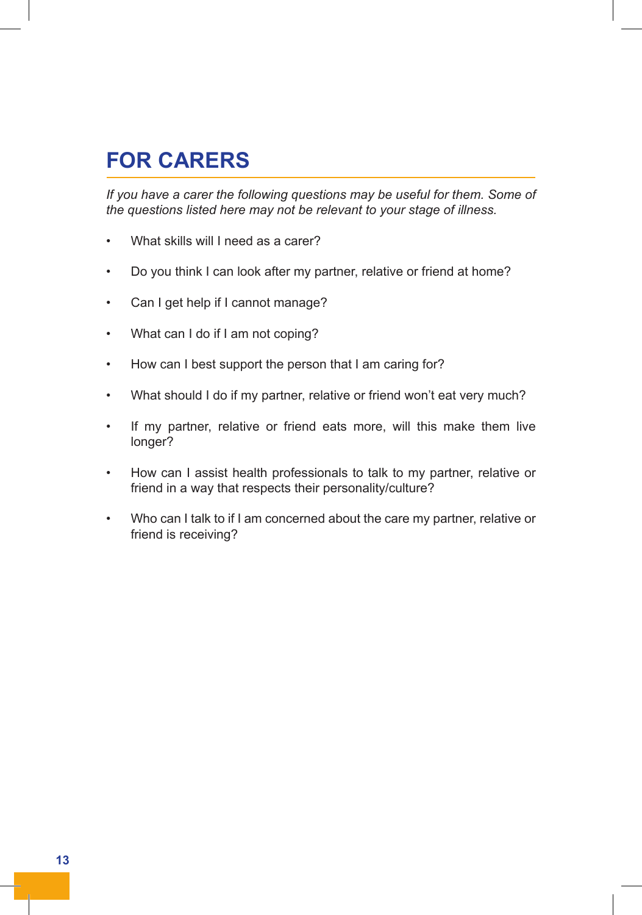# FOR CARERS

*If you have a carer the following questions may be useful for them. Some of the questions listed here may not be relevant to your stage of illness.*

- What skills will I need as a carer?
- Do you think I can look after my partner, relative or friend at home?
- Can I get help if I cannot manage?
- What can I do if I am not coping?
- How can I best support the person that I am caring for?
- What should I do if my partner, relative or friend won't eat very much?
- If my partner, relative or friend eats more, will this make them live longer?
- How can I assist health professionals to talk to my partner, relative or friend in a way that respects their personality/culture?
- Who can I talk to if I am concerned about the care my partner, relative or friend is receiving?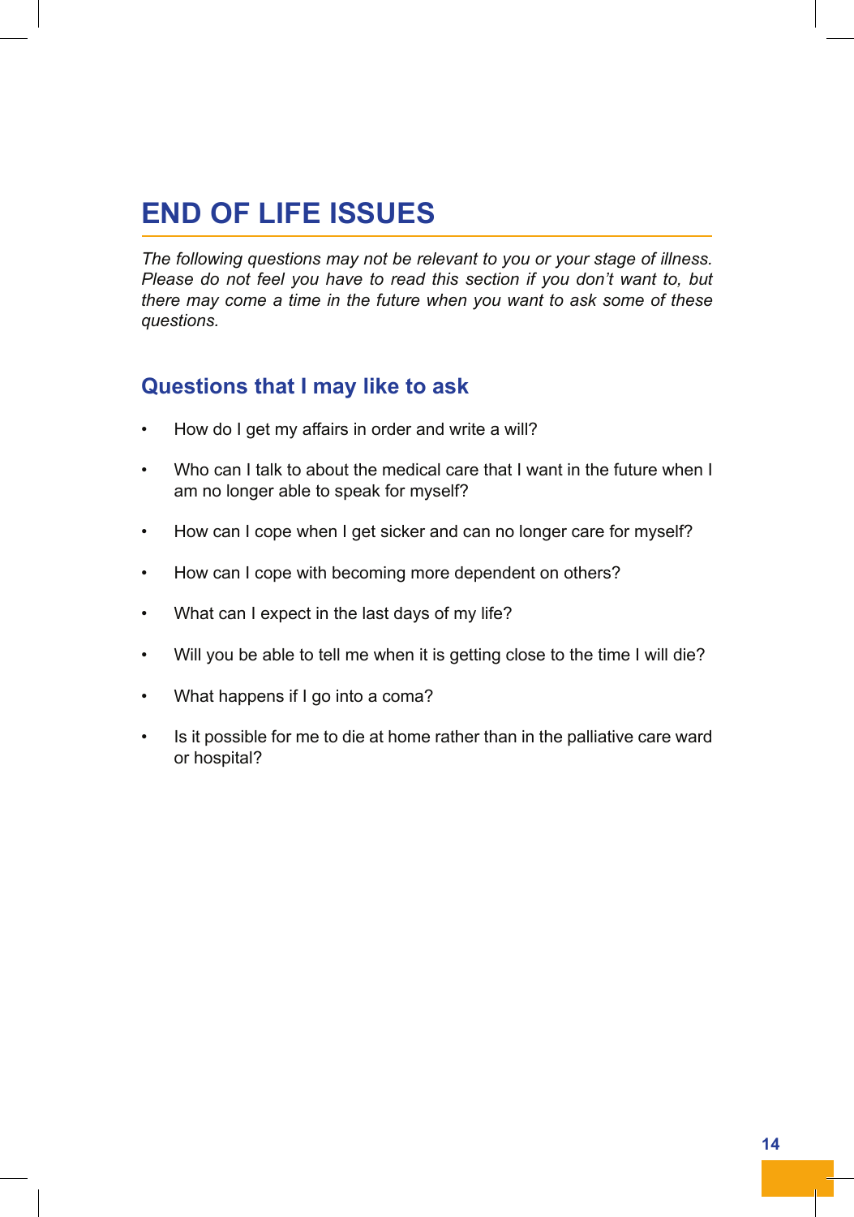# END OF LIFE ISSUES

*The following questions may not be relevant to you or your stage of illness. Please do not feel you have to read this section if you don't want to, but there may come a time in the future when you want to ask some of these questions.*

## Questions that I may like to ask

- How do I get my affairs in order and write a will?
- Who can I talk to about the medical care that I want in the future when I am no longer able to speak for myself?
- How can I cope when I get sicker and can no longer care for myself?
- How can I cope with becoming more dependent on others?
- What can I expect in the last days of my life?
- Will you be able to tell me when it is getting close to the time I will die?
- What happens if I go into a coma?
- Is it possible for me to die at home rather than in the palliative care ward or hospital?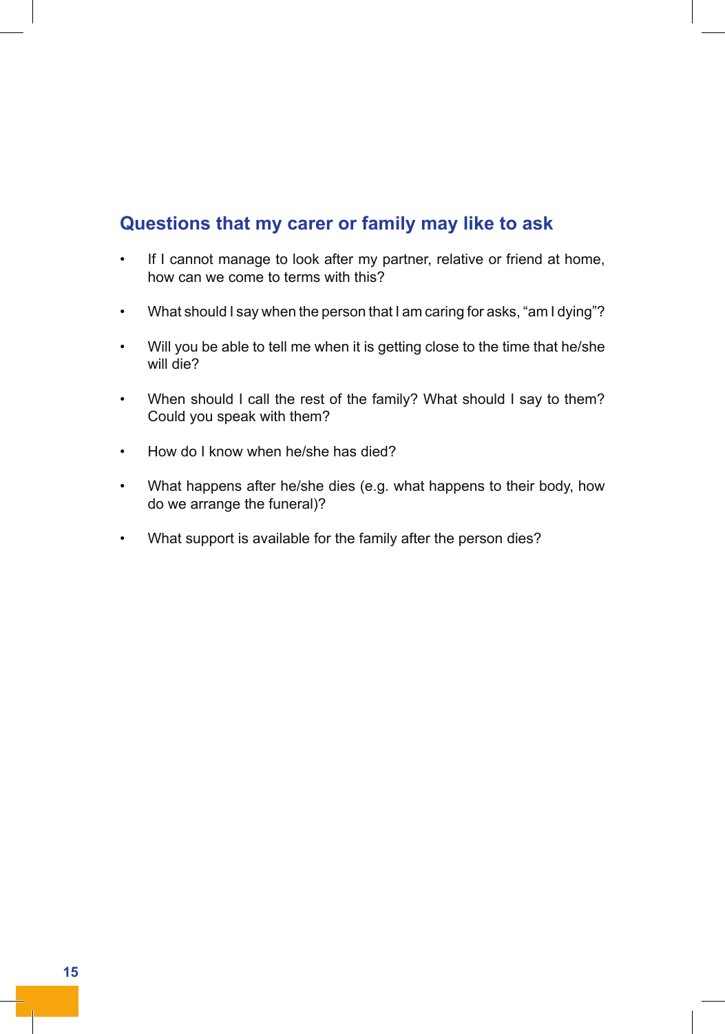## Questions that my carer or family may like to ask

- If I cannot manage to look after my partner, relative or friend at home, how can we come to terms with this?
- What should I say when the person that I am caring for asks, “am I dying”?
- Will you be able to tell me when it is getting close to the time that he/she will die?
- When should I call the rest of the family? What should I say to them? Could you speak with them?
- How do I know when he/she has died?
- What happens after he/she dies (e.g. what happens to their body, how do we arrange the funeral)?
- What support is available for the family after the person dies?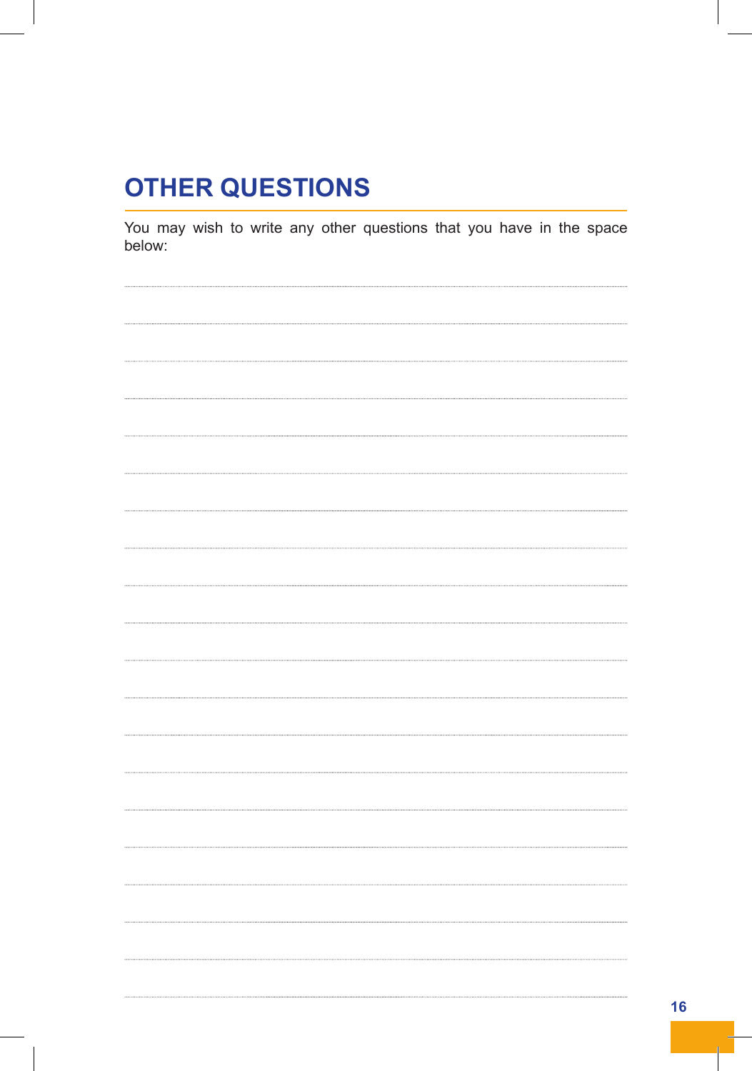## OTHER QUESTIONS

You may wish to write any other questions that you have in the space below: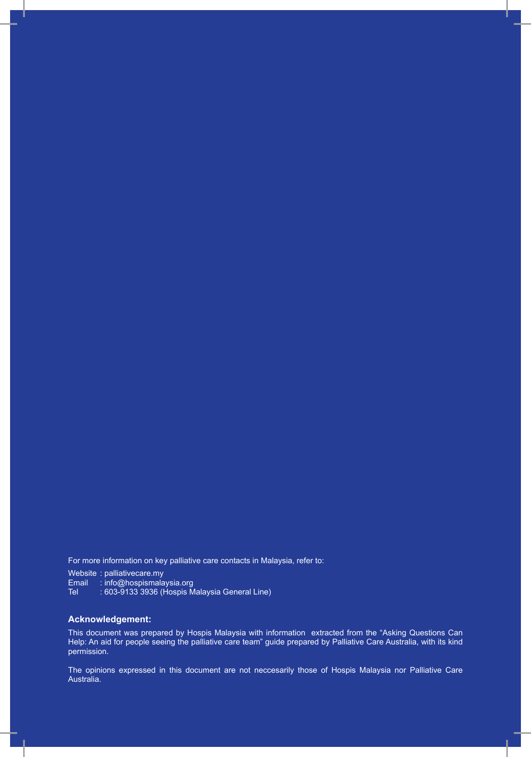For more information on key palliative care contacts in Malaysia, refer to:

Website : palliativecare.my
Email : info@hospismalaysia.org
Tel : 603-9133 3936 (Hospis Malaysia General Line)

**Acknowledgement:**

This document was prepared by Hospis Malaysia with information extracted from the "Asking Questions Can Help: An aid for people seeing the palliative care team" guide prepared by Palliative Care Australia, with its kind permission.

The opinions expressed in this document are not neccesarily those of Hospis Malaysia nor Palliative Care Australia.